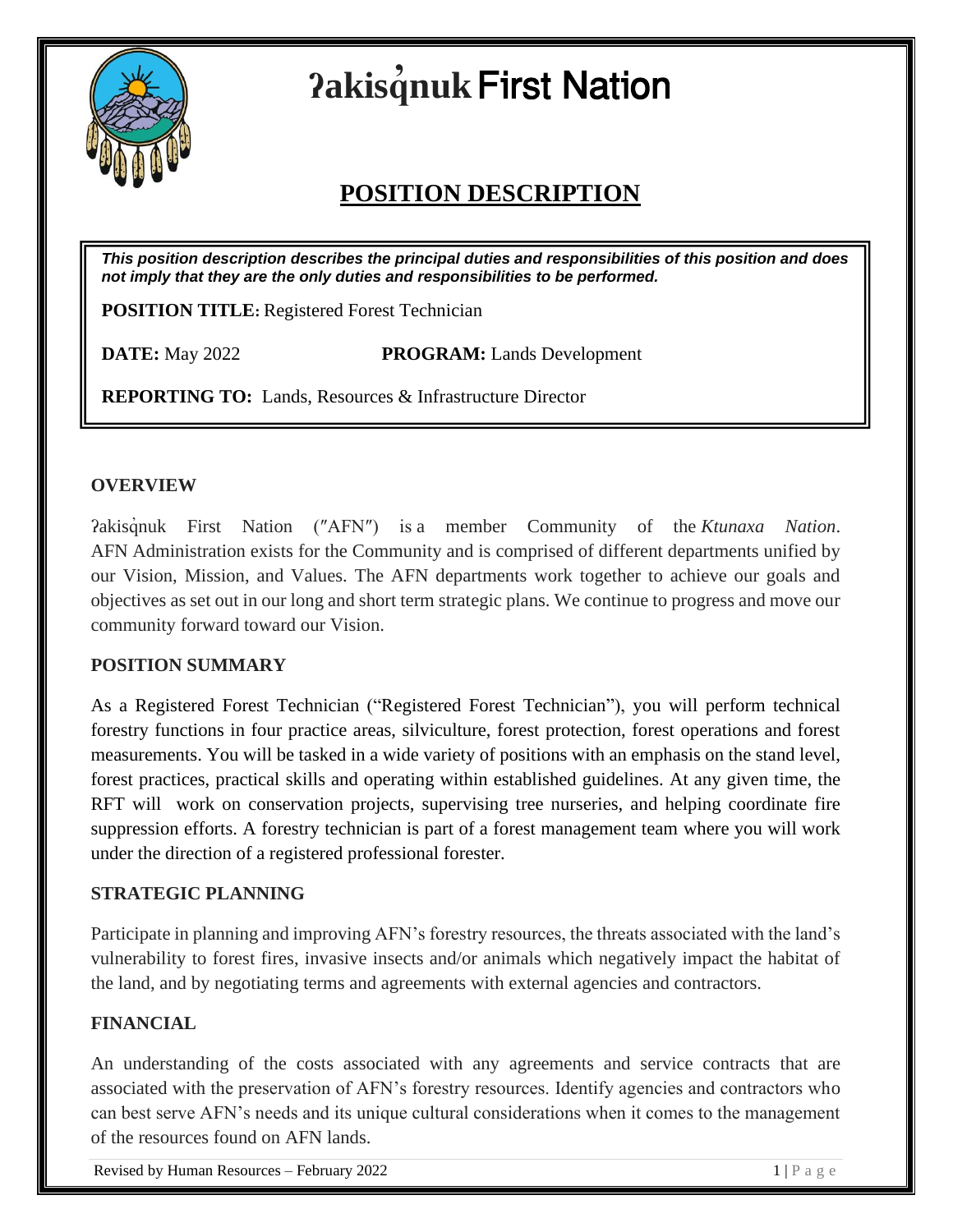# ʔakisq̓nuk First Nation

## POSITION DESCRIPTION

***This position description describes the principal duties and responsibilities of this position and does not imply that they are the only duties and responsibilities to be performed.***

**POSITION TITLE:** Registered Forest Technician

**DATE:** May 2022 **PROGRAM:** Lands Development

**REPORTING TO:** Lands, Resources & Infrastructure Director

### OVERVIEW

ʔakisq̓nuk First Nation (″AFN″) is a member Community of the *Ktunaxa Nation*. AFN Administration exists for the Community and is comprised of different departments unified by our Vision, Mission, and Values. The AFN departments work together to achieve our goals and objectives as set out in our long and short term strategic plans. We continue to progress and move our community forward toward our Vision.

### POSITION SUMMARY

As a Registered Forest Technician ("Registered Forest Technician"), you will perform technical forestry functions in four practice areas, silviculture, forest protection, forest operations and forest measurements. You will be tasked in a wide variety of positions with an emphasis on the stand level, forest practices, practical skills and operating within established guidelines. At any given time, the RFT will work on conservation projects, supervising tree nurseries, and helping coordinate fire suppression efforts. A forestry technician is part of a forest management team where you will work under the direction of a registered professional forester.

### STRATEGIC PLANNING

Participate in planning and improving AFN's forestry resources, the threats associated with the land's vulnerability to forest fires, invasive insects and/or animals which negatively impact the habitat of the land, and by negotiating terms and agreements with external agencies and contractors.

### FINANCIAL

An understanding of the costs associated with any agreements and service contracts that are associated with the preservation of AFN's forestry resources. Identify agencies and contractors who can best serve AFN's needs and its unique cultural considerations when it comes to the management of the resources found on AFN lands.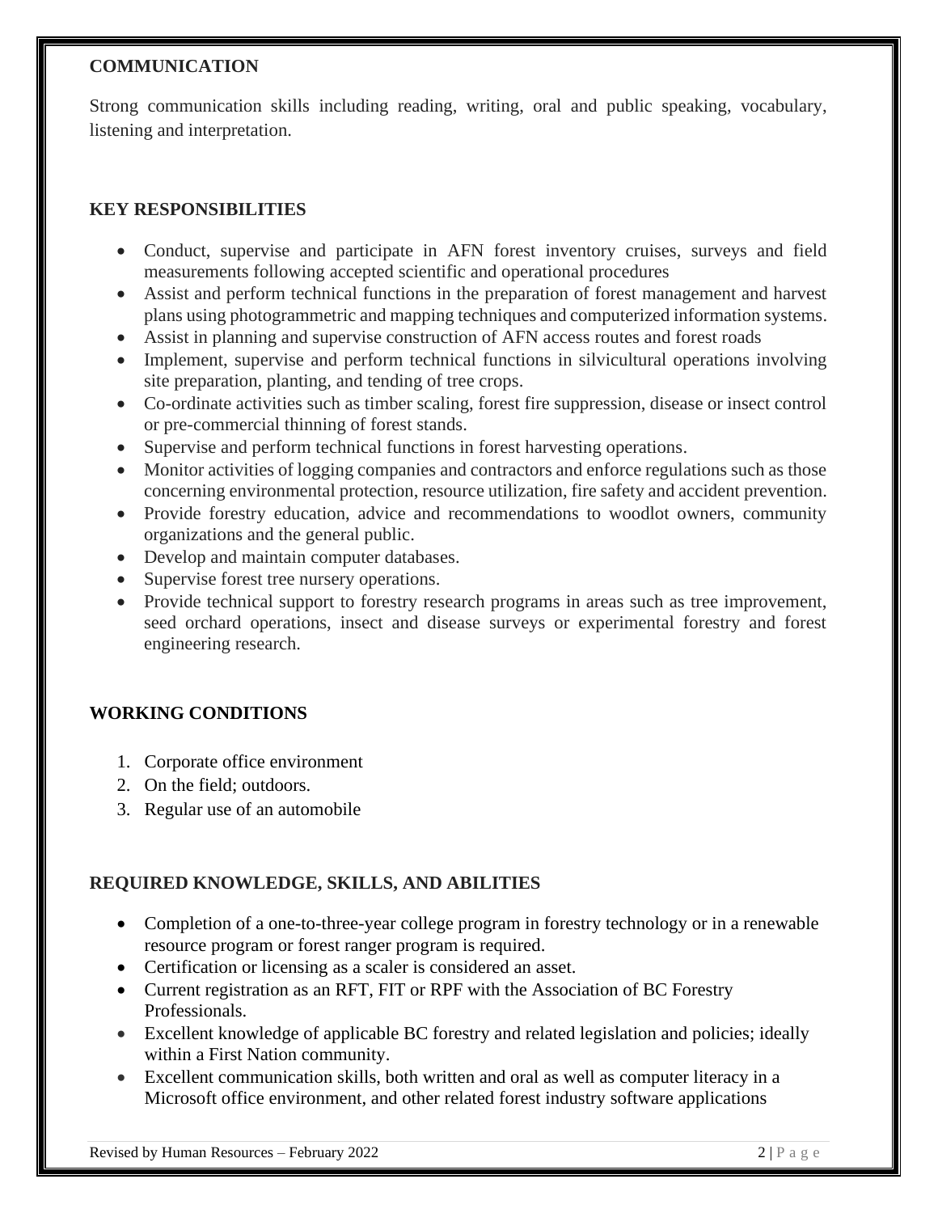## COMMUNICATION

Strong communication skills including reading, writing, oral and public speaking, vocabulary, listening and interpretation.

## KEY RESPONSIBILITIES

- Conduct, supervise and participate in AFN forest inventory cruises, surveys and field measurements following accepted scientific and operational procedures
- Assist and perform technical functions in the preparation of forest management and harvest plans using photogrammetric and mapping techniques and computerized information systems.
- Assist in planning and supervise construction of AFN access routes and forest roads
- Implement, supervise and perform technical functions in silvicultural operations involving site preparation, planting, and tending of tree crops.
- Co-ordinate activities such as timber scaling, forest fire suppression, disease or insect control or pre-commercial thinning of forest stands.
- Supervise and perform technical functions in forest harvesting operations.
- Monitor activities of logging companies and contractors and enforce regulations such as those concerning environmental protection, resource utilization, fire safety and accident prevention.
- Provide forestry education, advice and recommendations to woodlot owners, community organizations and the general public.
- Develop and maintain computer databases.
- Supervise forest tree nursery operations.
- Provide technical support to forestry research programs in areas such as tree improvement, seed orchard operations, insect and disease surveys or experimental forestry and forest engineering research.

## WORKING CONDITIONS

1. Corporate office environment
2. On the field; outdoors.
3. Regular use of an automobile

## REQUIRED KNOWLEDGE, SKILLS, AND ABILITIES

- Completion of a one-to-three-year college program in forestry technology or in a renewable resource program or forest ranger program is required.
- Certification or licensing as a scaler is considered an asset.
- Current registration as an RFT, FIT or RPF with the Association of BC Forestry Professionals.
- Excellent knowledge of applicable BC forestry and related legislation and policies; ideally within a First Nation community.
- Excellent communication skills, both written and oral as well as computer literacy in a Microsoft office environment, and other related forest industry software applications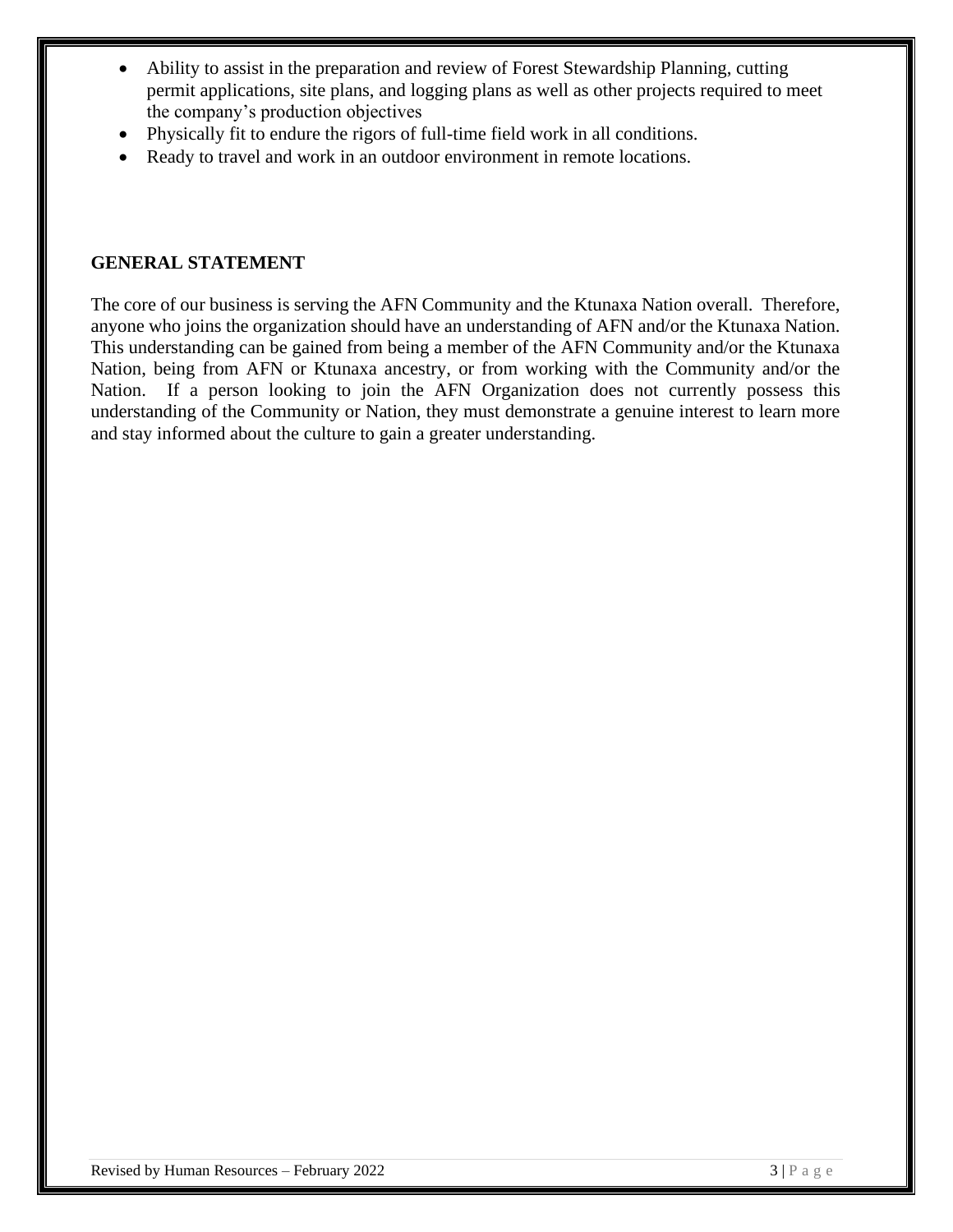- Ability to assist in the preparation and review of Forest Stewardship Planning, cutting permit applications, site plans, and logging plans as well as other projects required to meet the company's production objectives
- Physically fit to endure the rigors of full-time field work in all conditions.
- Ready to travel and work in an outdoor environment in remote locations.

**GENERAL STATEMENT**

The core of our business is serving the AFN Community and the Ktunaxa Nation overall. Therefore, anyone who joins the organization should have an understanding of AFN and/or the Ktunaxa Nation. This understanding can be gained from being a member of the AFN Community and/or the Ktunaxa Nation, being from AFN or Ktunaxa ancestry, or from working with the Community and/or the Nation. If a person looking to join the AFN Organization does not currently possess this understanding of the Community or Nation, they must demonstrate a genuine interest to learn more and stay informed about the culture to gain a greater understanding.